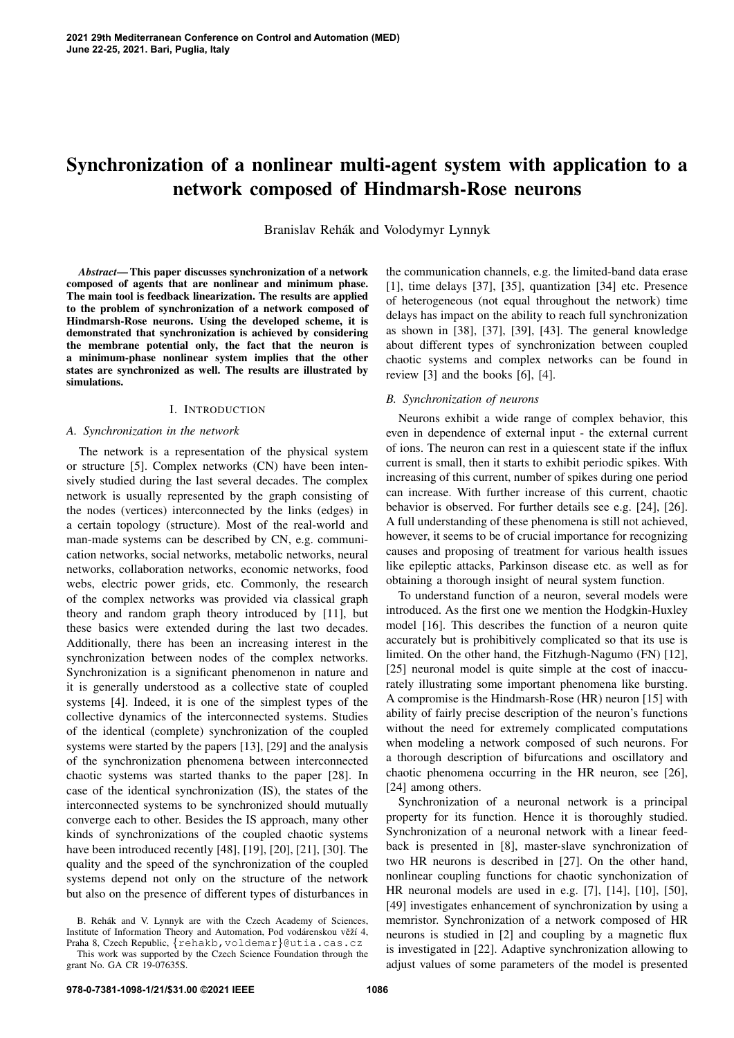# Synchronization of a nonlinear multi-agent system with application to a network composed of Hindmarsh-Rose neurons

Branislav Rehák and Volodymyr Lynnyk

***Abstract*— This paper discusses synchronization of a network composed of agents that are nonlinear and minimum phase. The main tool is feedback linearization. The results are applied to the problem of synchronization of a network composed of Hindmarsh-Rose neurons. Using the developed scheme, it is demonstrated that synchronization is achieved by considering the membrane potential only, the fact that the neuron is a minimum-phase nonlinear system implies that the other states are synchronized as well. The results are illustrated by simulations.**

## I. Introduction

### A. Synchronization in the network

The network is a representation of the physical system or structure [5]. Complex networks (CN) have been intensively studied during the last several decades. The complex network is usually represented by the graph consisting of the nodes (vertices) interconnected by the links (edges) in a certain topology (structure). Most of the real-world and man-made systems can be described by CN, e.g. communication networks, social networks, metabolic networks, neural networks, collaboration networks, economic networks, food webs, electric power grids, etc. Commonly, the research of the complex networks was provided via classical graph theory and random graph theory introduced by [11], but these basics were extended during the last two decades. Additionally, there has been an increasing interest in the synchronization between nodes of the complex networks. Synchronization is a significant phenomenon in nature and it is generally understood as a collective state of coupled systems [4]. Indeed, it is one of the simplest types of the collective dynamics of the interconnected systems. Studies of the identical (complete) synchronization of the coupled systems were started by the papers [13], [29] and the analysis of the synchronization phenomena between interconnected chaotic systems was started thanks to the paper [28]. In case of the identical synchronization (IS), the states of the interconnected systems to be synchronized should mutually converge each to other. Besides the IS approach, many other kinds of synchronizations of the coupled chaotic systems have been introduced recently [48], [19], [20], [21], [30]. The quality and the speed of the synchronization of the coupled systems depend not only on the structure of the network but also on the presence of different types of disturbances in the communication channels, e.g. the limited-band data erase [1], time delays [37], [35], quantization [34] etc. Presence of heterogeneous (not equal throughout the network) time delays has impact on the ability to reach full synchronization as shown in [38], [37], [39], [43]. The general knowledge about different types of synchronization between coupled chaotic systems and complex networks can be found in review [3] and the books [6], [4].

### B. Synchronization of neurons

Neurons exhibit a wide range of complex behavior, this even in dependence of external input - the external current of ions. The neuron can rest in a quiescent state if the influx current is small, then it starts to exhibit periodic spikes. With increasing of this current, number of spikes during one period can increase. With further increase of this current, chaotic behavior is observed. For further details see e.g. [24], [26]. A full understanding of these phenomena is still not achieved, however, it seems to be of crucial importance for recognizing causes and proposing of treatment for various health issues like epileptic attacks, Parkinson disease etc. as well as for obtaining a thorough insight of neural system function.

To understand function of a neuron, several models were introduced. As the first one we mention the Hodgkin-Huxley model [16]. This describes the function of a neuron quite accurately but is prohibitively complicated so that its use is limited. On the other hand, the Fitzhugh-Nagumo (FN) [12], [25] neuronal model is quite simple at the cost of inaccurately illustrating some important phenomena like bursting. A compromise is the Hindmarsh-Rose (HR) neuron [15] with ability of fairly precise description of the neuron's functions without the need for extremely complicated computations when modeling a network composed of such neurons. For a thorough description of bifurcations and oscillatory and chaotic phenomena occurring in the HR neuron, see [26], [24] among others.

Synchronization of a neuronal network is a principal property for its function. Hence it is thoroughly studied. Synchronization of a neuronal network with a linear feedback is presented in [8], master-slave synchronization of two HR neurons is described in [27]. On the other hand, nonlinear coupling functions for chaotic synchronization of HR neuronal models are used in e.g. [7], [14], [10], [50], [49] investigates enhancement of synchronization by using a memristor. Synchronization of a network composed of HR neurons is studied in [2] and coupling by a magnetic flux is investigated in [22]. Adaptive synchronization allowing to adjust values of some parameters of the model is presented

B. Rehák and V. Lynnyk are with the Czech Academy of Sciences, Institute of Information Theory and Automation, Pod vodárenskou věží 4, Praha 8, Czech Republic, {rehakb,voldemar}@utia.cas.cz

This work was supported by the Czech Science Foundation through the grant No. GA CR 19-07635S.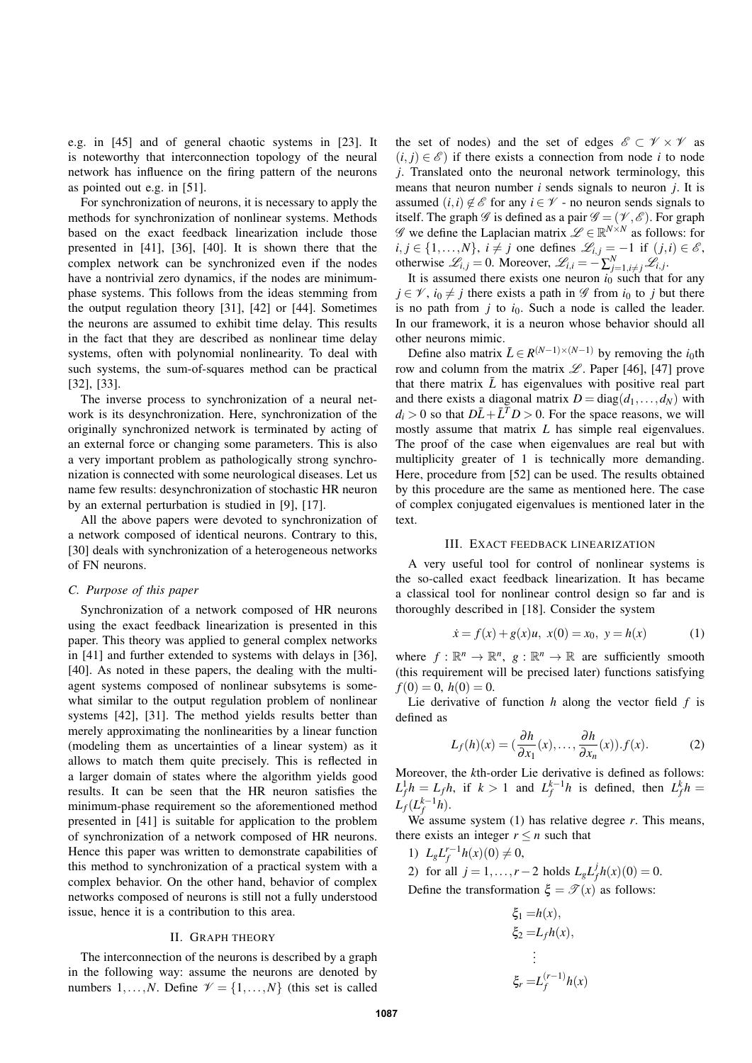e.g. in [45] and of general chaotic systems in [23]. It is noteworthy that interconnection topology of the neural network has influence on the firing pattern of the neurons as pointed out e.g. in [51].

For synchronization of neurons, it is necessary to apply the methods for synchronization of nonlinear systems. Methods based on the exact feedback linearization include those presented in [41], [36], [40]. It is shown there that the complex network can be synchronized even if the nodes have a nontrivial zero dynamics, if the nodes are minimum-phase systems. This follows from the ideas stemming from the output regulation theory [31], [42] or [44]. Sometimes the neurons are assumed to exhibit time delay. This results in the fact that they are described as nonlinear time delay systems, often with polynomial nonlinearity. To deal with such systems, the sum-of-squares method can be practical [32], [33].

The inverse process to synchronization of a neural network is its desynchronization. Here, synchronization of the originally synchronized network is terminated by acting of an external force or changing some parameters. This is also a very important problem as pathologically strong synchronization is connected with some neurological diseases. Let us name few results: desynchronization of stochastic HR neuron by an external perturbation is studied in [9], [17].

All the above papers were devoted to synchronization of a network composed of identical neurons. Contrary to this, [30] deals with synchronization of a heterogeneous networks of FN neurons.

### C. Purpose of this paper

Synchronization of a network composed of HR neurons using the exact feedback linearization is presented in this paper. This theory was applied to general complex networks in [41] and further extended to systems with delays in [36], [40]. As noted in these papers, the dealing with the multi-agent systems composed of nonlinear subsytems is somewhat similar to the output regulation problem of nonlinear systems [42], [31]. The method yields results better than merely approximating the nonlinearities by a linear function (modeling them as uncertainties of a linear system) as it allows to match them quite precisely. This is reflected in a larger domain of states where the algorithm yields good results. It can be seen that the HR neuron satisfies the minimum-phase requirement so the aforementioned method presented in [41] is suitable for application to the problem of synchronization of a network composed of HR neurons. Hence this paper was written to demonstrate capabilities of this method to synchronization of a practical system with a complex behavior. On the other hand, behavior of complex networks composed of neurons is still not a fully understood issue, hence it is a contribution to this area.

## II. Graph theory

The interconnection of the neurons is described by a graph in the following way: assume the neurons are denoted by numbers $1,\ldots,N$. Define $\mathscr{V} = \{1,\ldots,N\}$ (this set is called the set of nodes) and the set of edges $\mathscr{E} \subset \mathscr{V} \times \mathscr{V}$ as $(i,j) \in \mathscr{E}$) if there exists a connection from node $i$ to node $j$. Translated onto the neuronal network terminology, this means that neuron number $i$ sends signals to neuron $j$. It is assumed $(i,i) \notin \mathscr{E}$ for any $i \in \mathscr{V}$ - no neuron sends signals to itself. The graph $\mathscr{G}$ is defined as a pair $\mathscr{G} = (\mathscr{V},\mathscr{E})$. For graph $\mathscr{G}$ we define the Laplacian matrix $\mathscr{L} \in \mathbb{R}^{N\times N}$ as follows: for $i,j \in \{1,\ldots,N\}$, $i \neq j$ one defines $\mathscr{L}_{i,j} = -1$ if $(j,i) \in \mathscr{E}$, otherwise $\mathscr{L}_{i,j} = 0$. Moreover, $\mathscr{L}_{i,i} = -\sum_{j=1,i\neq j}^{N} \mathscr{L}_{i,j}$.

It is assumed there exists one neuron $i_0$ such that for any $j \in \mathscr{V}$, $i_0 \neq j$ there exists a path in $\mathscr{G}$ from $i_0$ to $j$ but there is no path from $j$ to $i_0$. Such a node is called the leader. In our framework, it is a neuron whose behavior should all other neurons mimic.

Define also matrix $\bar{L} \in R^{(N-1)\times(N-1)}$ by removing the $i_0$th row and column from the matrix $\mathscr{L}$. Paper [46], [47] prove that there matrix $\bar{L}$ has eigenvalues with positive real part and there exists a diagonal matrix $D = \mathrm{diag}(d_1,\ldots,d_N)$ with $d_i > 0$ so that $D\bar{L} + \bar{L}^T D > 0$. For the space reasons, we will mostly assume that matrix $L$ has simple real eigenvalues. The proof of the case when eigenvalues are real but with multiplicity greater of 1 is technically more demanding. Here, procedure from [52] can be used. The results obtained by this procedure are the same as mentioned here. The case of complex conjugated eigenvalues is mentioned later in the text.

## III. Exact feedback linearization

A very useful tool for control of nonlinear systems is the so-called exact feedback linearization. It has became a classical tool for nonlinear control design so far and is thoroughly described in [18]. Consider the system

$$\dot{x} = f(x) + g(x)u,\ x(0) = x_0,\ y = h(x) \tag{1}$$

where $f : \mathbb{R}^n \to \mathbb{R}^n$, $g : \mathbb{R}^n \to \mathbb{R}$ are sufficiently smooth (this requirement will be precised later) functions satisfying $f(0) = 0$, $h(0) = 0$.

Lie derivative of function $h$ along the vector field $f$ is defined as

$$L_f(h)(x) = \left(\frac{\partial h}{\partial x_1}(x),\ldots,\frac{\partial h}{\partial x_n}(x)\right).f(x). \tag{2}$$

Moreover, the $k$th-order Lie derivative is defined as follows: $L_f^1 h = L_f h$, if $k > 1$ and $L_f^{k-1}h$ is defined, then $L_f^k h = L_f(L_f^{k-1}h)$.

We assume system (1) has relative degree $r$. This means, there exists an integer $r \leq n$ such that

1) $L_g L_f^{r-1} h(x)(0) \neq 0$,
2) for all $j = 1,\ldots,r-2$ holds $L_g L_f^j h(x)(0) = 0$.

Define the transformation $\xi = \mathscr{T}(x)$ as follows:

$$\begin{aligned}
\xi_1 &= h(x),\\
\xi_2 &= L_f h(x),\\
&\vdots\\
\xi_r &= L_f^{(r-1)} h(x)
\end{aligned}$$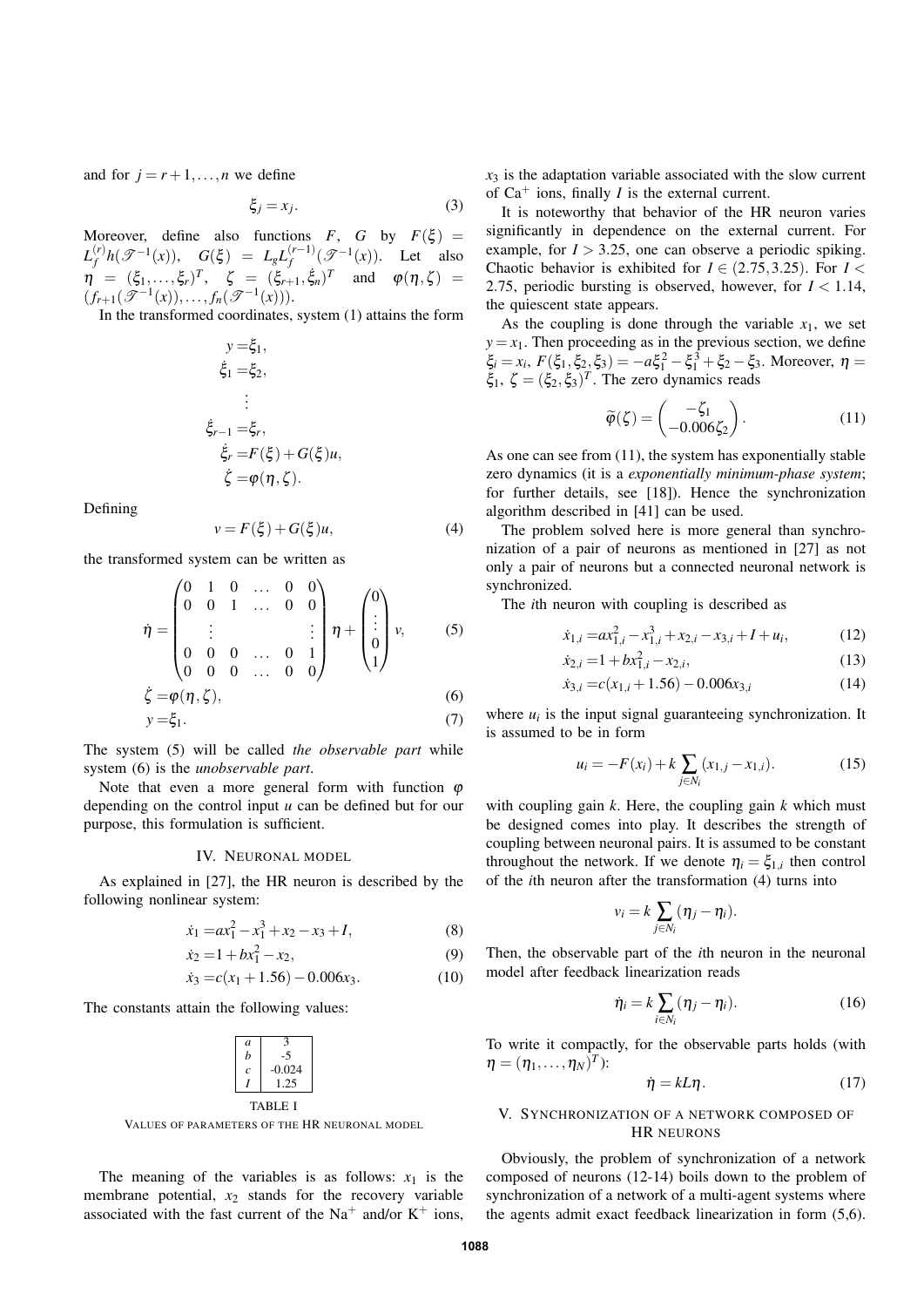and for $j = r+1, \ldots, n$ we define

$$\xi_j = x_j. \tag{3}$$

Moreover, define also functions $F$, $G$ by $F(\xi) = L_f^{(r)} h(\mathscr{T}^{-1}(x))$, $G(\xi) = L_g L_f^{(r-1)}(\mathscr{T}^{-1}(x))$. Let also $\eta = (\xi_1, \ldots, \xi_r)^T$, $\zeta = (\xi_{r+1}, \xi_n)^T$ and $\varphi(\eta, \zeta) = (f_{r+1}(\mathscr{T}^{-1}(x)), \ldots, f_n(\mathscr{T}^{-1}(x)))$.

In the transformed coordinates, system (1) attains the form

$$\begin{aligned}
y &= \xi_1, \\
\dot{\xi}_1 &= \xi_2, \\
&\vdots \\
\dot{\xi}_{r-1} &= \xi_r, \\
\dot{\xi}_r &= F(\xi) + G(\xi)u, \\
\dot{\zeta} &= \varphi(\eta, \zeta).
\end{aligned}$$

Defining

$$v = F(\xi) + G(\xi)u, \tag{4}$$

the transformed system can be written as

$$\dot{\eta} = \begin{pmatrix} 0 & 1 & 0 & \ldots & 0 & 0 \\ 0 & 0 & 1 & \ldots & 0 & 0 \\ & \vdots & & & & \vdots \\ 0 & 0 & 0 & \ldots & 0 & 1 \\ 0 & 0 & 0 & \ldots & 0 & 0 \end{pmatrix} \eta + \begin{pmatrix} 0 \\ \vdots \\ 0 \\ 1 \end{pmatrix} v, \tag{5}$$

$$\dot{\zeta} = \varphi(\eta, \zeta), \tag{6}$$

$$y = \xi_1. \tag{7}$$

The system (5) will be called *the observable part* while system (6) is the *unobservable part*.

Note that even a more general form with function $\varphi$ depending on the control input $u$ can be defined but for our purpose, this formulation is sufficient.

## IV. Neuronal model

As explained in [27], the HR neuron is described by the following nonlinear system:

$$\dot{x}_1 = ax_1^2 - x_1^3 + x_2 - x_3 + I, \tag{8}$$

$$\dot{x}_2 = 1 + bx_1^2 - x_2, \tag{9}$$

$$\dot{x}_3 = c(x_1 + 1.56) - 0.006x_3. \tag{10}$$

The constants attain the following values:

| | |
|---|---|
| $a$ | 3 |
| $b$ | -5 |
| $c$ | -0.024 |
| $I$ | 1.25 |

TABLE I
Values of parameters of the HR neuronal model

The meaning of the variables is as follows: $x_1$ is the membrane potential, $x_2$ stands for the recovery variable associated with the fast current of the $Na^+$ and/or $K^+$ ions, $x_3$ is the adaptation variable associated with the slow current of $Ca^+$ ions, finally $I$ is the external current.

It is noteworthy that behavior of the HR neuron varies significantly in dependence on the external current. For example, for $I > 3.25$, one can observe a periodic spiking. Chaotic behavior is exhibited for $I \in (2.75, 3.25)$. For $I < 2.75$, periodic bursting is observed, however, for $I < 1.14$, the quiescent state appears.

As the coupling is done through the variable $x_1$, we set $y = x_1$. Then proceeding as in the previous section, we define $\xi_i = x_i$, $F(\xi_1, \xi_2, \xi_3) = -a\xi_1^2 - \xi_1^3 + \xi_2 - \xi_3$. Moreover, $\eta = \xi_1$, $\zeta = (\xi_2, \xi_3)^T$. The zero dynamics reads

$$\widetilde{\varphi}(\zeta) = \begin{pmatrix} -\zeta_1 \\ -0.006\zeta_2 \end{pmatrix}. \tag{11}$$

As one can see from (11), the system has exponentially stable zero dynamics (it is a *exponentially minimum-phase system*; for further details, see [18]). Hence the synchronization algorithm described in [41] can be used.

The problem solved here is more general than synchronization of a pair of neurons as mentioned in [27] as not only a pair of neurons but a connected neuronal network is synchronized.

The $i$th neuron with coupling is described as

$$\dot{x}_{1,i} = ax_{1,i}^2 - x_{1,i}^3 + x_{2,i} - x_{3,i} + I + u_i, \tag{12}$$

$$\dot{x}_{2,i} = 1 + bx_{1,i}^2 - x_{2,i}, \tag{13}$$

$$\dot{x}_{3,i} = c(x_{1,i} + 1.56) - 0.006x_{3,i} \tag{14}$$

where $u_i$ is the input signal guaranteeing synchronization. It is assumed to be in form

$$u_i = -F(x_i) + k \sum_{j \in N_i} (x_{1,j} - x_{1,i}). \tag{15}$$

with coupling gain $k$. Here, the coupling gain $k$ which must be designed comes into play. It describes the strength of coupling between neuronal pairs. It is assumed to be constant throughout the network. If we denote $\eta_i = \xi_{1,i}$ then control of the $i$th neuron after the transformation (4) turns into

$$v_i = k \sum_{j \in N_i} (\eta_j - \eta_i).$$

Then, the observable part of the $i$th neuron in the neuronal model after feedback linearization reads

$$\dot{\eta}_i = k \sum_{i \in N_i} (\eta_j - \eta_i). \tag{16}$$

To write it compactly, for the observable parts holds (with $\eta = (\eta_1, \ldots, \eta_N)^T$):

$$\dot{\eta} = kL\eta. \tag{17}$$

## V. Synchronization of a network composed of HR neurons

Obviously, the problem of synchronization of a network composed of neurons (12-14) boils down to the problem of synchronization of a network of a multi-agent systems where the agents admit exact feedback linearization in form (5,6).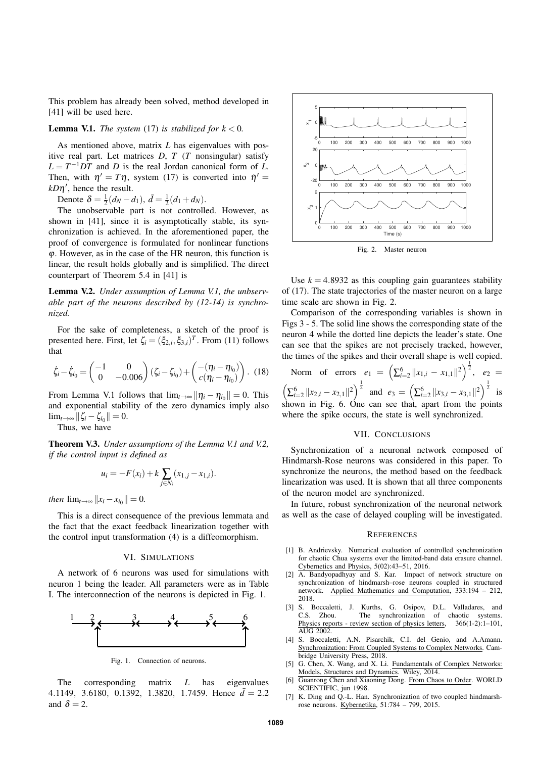This problem has already been solved, method developed in [41] will be used here.

**Lemma V.1.** *The system* (17) *is stabilized for $k<0$.*

As mentioned above, matrix $L$ has eigenvalues with positive real part. Let matrices $D$, $T$ ($T$ nonsingular) satisfy $L = T^{-1}DT$ and $D$ is the real Jordan canonical form of $L$. Then, with $\eta' = T\eta$, system (17) is converted into $\dot{\eta}' = kD\eta'$, hence the result.

Denote $\delta = \frac{1}{2}(d_N - d_1)$, $\bar{d} = \frac{1}{2}(d_1 + d_N)$.

The unobservable part is not controlled. However, as shown in [41], since it is asymptotically stable, its synchronization is achieved. In the aforementioned paper, the proof of convergence is formulated for nonlinear functions $\varphi$. However, as in the case of the HR neuron, this function is linear, the result holds globally and is simplified. The direct counterpart of Theorem 5.4 in [41] is

**Lemma V.2.** *Under assumption of Lemma V.1, the unbservable part of the neurons described by (12-14) is synchronized.*

For the sake of completeness, a sketch of the proof is presented here. First, let $\zeta_i = (\xi_{2,i}, \xi_{3,i})^T$. From (11) follows that

$$\dot{\zeta}_i - \dot{\zeta}_{i_0} = \begin{pmatrix} -1 & 0 \\ 0 & -0.006 \end{pmatrix} (\zeta_i - \zeta_{i_0}) + \begin{pmatrix} -(\eta_i - \eta_{i_0}) \\ c(\eta_i - \eta_{i_0}) \end{pmatrix}. \quad (18)$$

From Lemma V.1 follows that $\lim_{t\to\infty} \|\eta_i - \eta_{i_0}\| = 0$. This and exponential stability of the zero dynamics imply also $\lim_{t\to\infty} \|\zeta_i - \zeta_{i_0}\| = 0$.

Thus, we have

**Theorem V.3.** *Under assumptions of the Lemma V.1 and V.2, if the control input is defined as*

$$u_i = -F(x_i) + k \sum_{j\in N_i} (x_{1,j} - x_{1,i}).$$

*then* $\lim_{t\to\infty} \|x_i - x_{i_0}\| = 0$.

This is a direct consequence of the previous lemmata and the fact that the exact feedback linearization together with the control input transformation (4) is a diffeomorphism.

## VI. Simulations

A network of 6 neurons was used for simulations with neuron 1 being the leader. All parameters were as in Table I. The interconnection of the neurons is depicted in Fig. 1.

Fig. 1. Connection of neurons.

The corresponding matrix $L$ has eigenvalues 4.1149, 3.6180, 0.1392, 1.3820, 1.7459. Hence $\bar{d} = 2.2$ and $\delta = 2$.

Fig. 2. Master neuron

Use $k = 4.8932$ as this coupling gain guarantees stability of (17). The state trajectories of the master neuron on a large time scale are shown in Fig. 2.

Comparison of the corresponding variables is shown in Figs 3 - 5. The solid line shows the corresponding state of the neuron 4 while the dotted line depicts the leader's state. One can see that the spikes are not precisely tracked, however, the times of the spikes and their overall shape is well copied.

Norm of errors $e_1 = \left(\sum_{i=2}^{6} \|x_{1,i} - x_{1,1}\|^2\right)^{\frac{1}{2}}$, $e_2 = \left(\sum_{i=2}^{6} \|x_{2,i} - x_{2,1}\|^2\right)^{\frac{1}{2}}$ and $e_3 = \left(\sum_{i=2}^{6} \|x_{3,i} - x_{3,1}\|^2\right)^{\frac{1}{2}}$ is shown in Fig. 6. One can see that, apart from the points where the spike occurs, the state is well synchronized.

## VII. Conclusions

Synchronization of a neuronal network composed of Hindmarsh-Rose neurons was considered in this paper. To synchronize the neurons, the method based on the feedback linearization was used. It is shown that all three components of the neuron model are synchronized.

In future, robust synchronization of the neuronal network as well as the case of delayed coupling will be investigated.

## References

[1] B. Andrievsky. Numerical evaluation of controlled synchronization for chaotic Chua systems over the limited-band data erasure channel. Cybernetics and Physics, 5(02):43–51, 2016.

[2] A. Bandyopadhyay and S. Kar. Impact of network structure on synchronization of hindmarsh–rose neurons coupled in structured network. Applied Mathematics and Computation, 333:194 – 212, 2018.

[3] S. Boccaletti, J. Kurths, G. Osipov, D.L. Valladares, and C.S. Zhou. The synchronization of chaotic systems. Physics reports - review section of physics letters, 366(1-2):1–101, AUG 2002.

[4] S. Boccaletti, A.N. Pisarchik, C.I. del Genio, and A.Amann. Synchronization: From Coupled Systems to Complex Networks. Cambridge University Press, 2018.

[5] G. Chen, X. Wang, and X. Li. Fundamentals of Complex Networks: Models, Structures and Dynamics. Wiley, 2014.

[6] Guanrong Chen and Xiaoning Dong. From Chaos to Order. WORLD SCIENTIFIC, jun 1998.

[7] K. Ding and Q.-L. Han. Synchronization of two coupled hindmarsh-rose neurons. Kybernetika, 51:784 – 799, 2015.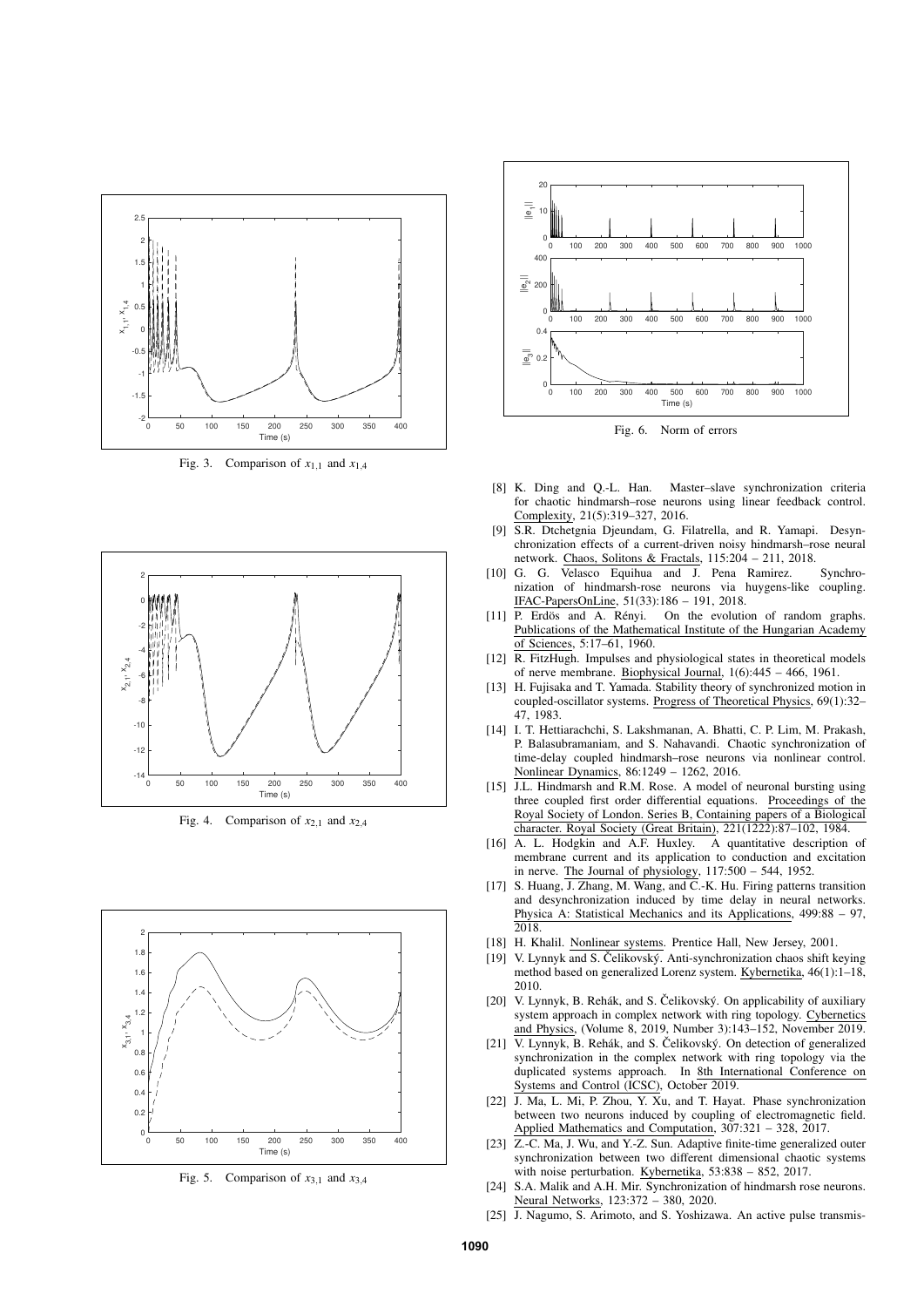Fig. 3. Comparison of $x_{1,1}$ and $x_{1,4}$

Fig. 4. Comparison of $x_{2,1}$ and $x_{2,4}$

Fig. 5. Comparison of $x_{3,1}$ and $x_{3,4}$

Fig. 6. Norm of errors

[8] K. Ding and Q.-L. Han. Master–slave synchronization criteria for chaotic hindmarsh–rose neurons using linear feedback control. Complexity, 21(5):319–327, 2016.

[9] S.R. Dtchetgnia Djeundam, G. Filatrella, and R. Yamapi. Desynchronization effects of a current-driven noisy hindmarsh–rose neural network. Chaos, Solitons & Fractals, 115:204 – 211, 2018.

[10] G. G. Velasco Equihua and J. Pena Ramirez. Synchronization of hindmarsh-rose neurons via huygens-like coupling. IFAC-PapersOnLine, 51(33):186 – 191, 2018.

[11] P. Erdös and A. Rényi. On the evolution of random graphs. Publications of the Mathematical Institute of the Hungarian Academy of Sciences, 5:17–61, 1960.

[12] R. FitzHugh. Impulses and physiological states in theoretical models of nerve membrane. Biophysical Journal, 1(6):445 – 466, 1961.

[13] H. Fujisaka and T. Yamada. Stability theory of synchronized motion in coupled-oscillator systems. Progress of Theoretical Physics, 69(1):32–47, 1983.

[14] I. T. Hettiarachchi, S. Lakshmanan, A. Bhatti, C. P. Lim, M. Prakash, P. Balasubramaniam, and S. Nahavandi. Chaotic synchronization of time-delay coupled hindmarsh–rose neurons via nonlinear control. Nonlinear Dynamics, 86:1249 – 1262, 2016.

[15] J.L. Hindmarsh and R.M. Rose. A model of neuronal bursting using three coupled first order differential equations. Proceedings of the Royal Society of London. Series B, Containing papers of a Biological character. Royal Society (Great Britain), 221(1222):87–102, 1984.

[16] A. L. Hodgkin and A.F. Huxley. A quantitative description of membrane current and its application to conduction and excitation in nerve. The Journal of physiology, 117:500 – 544, 1952.

[17] S. Huang, J. Zhang, M. Wang, and C.-K. Hu. Firing patterns transition and desynchronization induced by time delay in neural networks. Physica A: Statistical Mechanics and its Applications, 499:88 – 97, 2018.

[18] H. Khalil. Nonlinear systems. Prentice Hall, New Jersey, 2001.

[19] V. Lynnyk and S. Čelikovský. Anti-synchronization chaos shift keying method based on generalized Lorenz system. Kybernetika, 46(1):1–18, 2010.

[20] V. Lynnyk, B. Rehák, and S. Čelikovský. On applicability of auxiliary system approach in complex network with ring topology. Cybernetics and Physics, (Volume 8, 2019, Number 3):143–152, November 2019.

[21] V. Lynnyk, B. Rehák, and S. Čelikovský. On detection of generalized synchronization in the complex network with ring topology via the duplicated systems approach. In 8th International Conference on Systems and Control (ICSC), October 2019.

[22] J. Ma, L. Mi, P. Zhou, Y. Xu, and T. Hayat. Phase synchronization between two neurons induced by coupling of electromagnetic field. Applied Mathematics and Computation, 307:321 – 328, 2017.

[23] Z.-C. Ma, J. Wu, and Y.-Z. Sun. Adaptive finite-time generalized outer synchronization between two different dimensional chaotic systems with noise perturbation. Kybernetika, 53:838 – 852, 2017.

[24] S.A. Malik and A.H. Mir. Synchronization of hindmarsh rose neurons. Neural Networks, 123:372 – 380, 2020.

[25] J. Nagumo, S. Arimoto, and S. Yoshizawa. An active pulse transmis-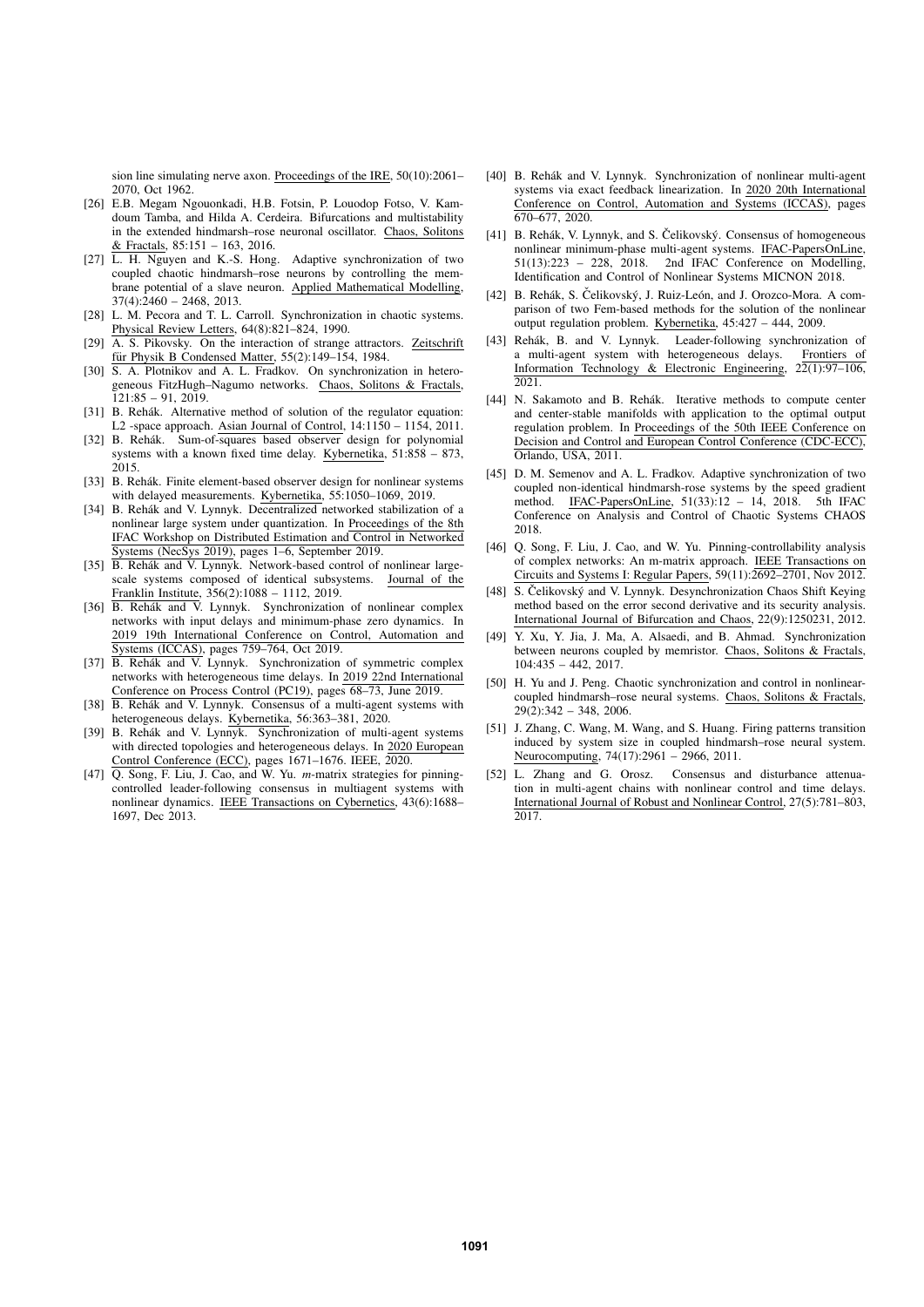sion line simulating nerve axon. Proceedings of the IRE, 50(10):2061–2070, Oct 1962.

[26] E.B. Megam Ngouonkadi, H.B. Fotsin, P. Louodop Fotso, V. Kamdoum Tamba, and Hilda A. Cerdeira. Bifurcations and multistability in the extended hindmarsh–rose neuronal oscillator. Chaos, Solitons & Fractals, 85:151 – 163, 2016.

[27] L. H. Nguyen and K.-S. Hong. Adaptive synchronization of two coupled chaotic hindmarsh–rose neurons by controlling the membrane potential of a slave neuron. Applied Mathematical Modelling, 37(4):2460 – 2468, 2013.

[28] L. M. Pecora and T. L. Carroll. Synchronization in chaotic systems. Physical Review Letters, 64(8):821–824, 1990.

[29] A. S. Pikovsky. On the interaction of strange attractors. Zeitschrift für Physik B Condensed Matter, 55(2):149–154, 1984.

[30] S. A. Plotnikov and A. L. Fradkov. On synchronization in heterogeneous FitzHugh–Nagumo networks. Chaos, Solitons & Fractals, 121:85 – 91, 2019.

[31] B. Rehák. Alternative method of solution of the regulator equation: L2 -space approach. Asian Journal of Control, 14:1150 – 1154, 2011.

[32] B. Rehák. Sum-of-squares based observer design for polynomial systems with a known fixed time delay. Kybernetika, 51:858 – 873, 2015.

[33] B. Rehák. Finite element-based observer design for nonlinear systems with delayed measurements. Kybernetika, 55:1050–1069, 2019.

[34] B. Rehák and V. Lynnyk. Decentralized networked stabilization of a nonlinear large system under quantization. In Proceedings of the 8th IFAC Workshop on Distributed Estimation and Control in Networked Systems (NecSys 2019), pages 1–6, September 2019.

[35] B. Rehák and V. Lynnyk. Network-based control of nonlinear large-scale systems composed of identical subsystems. Journal of the Franklin Institute, 356(2):1088 – 1112, 2019.

[36] B. Rehák and V. Lynnyk. Synchronization of nonlinear complex networks with input delays and minimum-phase zero dynamics. In 2019 19th International Conference on Control, Automation and Systems (ICCAS), pages 759–764, Oct 2019.

[37] B. Rehák and V. Lynnyk. Synchronization of symmetric complex networks with heterogeneous time delays. In 2019 22nd International Conference on Process Control (PC19), pages 68–73, June 2019.

[38] B. Rehák and V. Lynnyk. Consensus of a multi-agent systems with heterogeneous delays. Kybernetika, 56:363–381, 2020.

[39] B. Rehák and V. Lynnyk. Synchronization of multi-agent systems with directed topologies and heterogeneous delays. In 2020 European Control Conference (ECC), pages 1671–1676. IEEE, 2020.

[47] Q. Song, F. Liu, J. Cao, and W. Yu. *m*-matrix strategies for pinning-controlled leader-following consensus in multiagent systems with nonlinear dynamics. IEEE Transactions on Cybernetics, 43(6):1688–1697, Dec 2013.

[40] B. Rehák and V. Lynnyk. Synchronization of nonlinear multi-agent systems via exact feedback linearization. In 2020 20th International Conference on Control, Automation and Systems (ICCAS), pages 670–677, 2020.

[41] B. Rehák, V. Lynnyk, and S. Čelikovský. Consensus of homogeneous nonlinear minimum-phase multi-agent systems. IFAC-PapersOnLine, 51(13):223 – 228, 2018. 2nd IFAC Conference on Modelling, Identification and Control of Nonlinear Systems MICNON 2018.

[42] B. Rehák, S. Čelikovský, J. Ruiz-León, and J. Orozco-Mora. A comparison of two Fem-based methods for the solution of the nonlinear output regulation problem. Kybernetika, 45:427 – 444, 2009.

[43] Rehák, B. and V. Lynnyk. Leader-following synchronization of a multi-agent system with heterogeneous delays. Frontiers of Information Technology & Electronic Engineering, 22(1):97–106, 2021.

[44] N. Sakamoto and B. Rehák. Iterative methods to compute center and center-stable manifolds with application to the optimal output regulation problem. In Proceedings of the 50th IEEE Conference on Decision and Control and European Control Conference (CDC-ECC), Orlando, USA, 2011.

[45] D. M. Semenov and A. L. Fradkov. Adaptive synchronization of two coupled non-identical hindmarsh-rose systems by the speed gradient method. IFAC-PapersOnLine, 51(33):12 – 14, 2018. 5th IFAC Conference on Analysis and Control of Chaotic Systems CHAOS 2018.

[46] Q. Song, F. Liu, J. Cao, and W. Yu. Pinning-controllability analysis of complex networks: An m-matrix approach. IEEE Transactions on Circuits and Systems I: Regular Papers, 59(11):2692–2701, Nov 2012.

[48] S. Čelikovský and V. Lynnyk. Desynchronization Chaos Shift Keying method based on the error second derivative and its security analysis. International Journal of Bifurcation and Chaos, 22(9):1250231, 2012.

[49] Y. Xu, Y. Jia, J. Ma, A. Alsaedi, and B. Ahmad. Synchronization between neurons coupled by memristor. Chaos, Solitons & Fractals, 104:435 – 442, 2017.

[50] H. Yu and J. Peng. Chaotic synchronization and control in nonlinear-coupled hindmarsh–rose neural systems. Chaos, Solitons & Fractals, 29(2):342 – 348, 2006.

[51] J. Zhang, C. Wang, M. Wang, and S. Huang. Firing patterns transition induced by system size in coupled hindmarsh–rose neural system. Neurocomputing, 74(17):2961 – 2966, 2011.

[52] L. Zhang and G. Orosz. Consensus and disturbance attenuation in multi-agent chains with nonlinear control and time delays. International Journal of Robust and Nonlinear Control, 27(5):781–803, 2017.